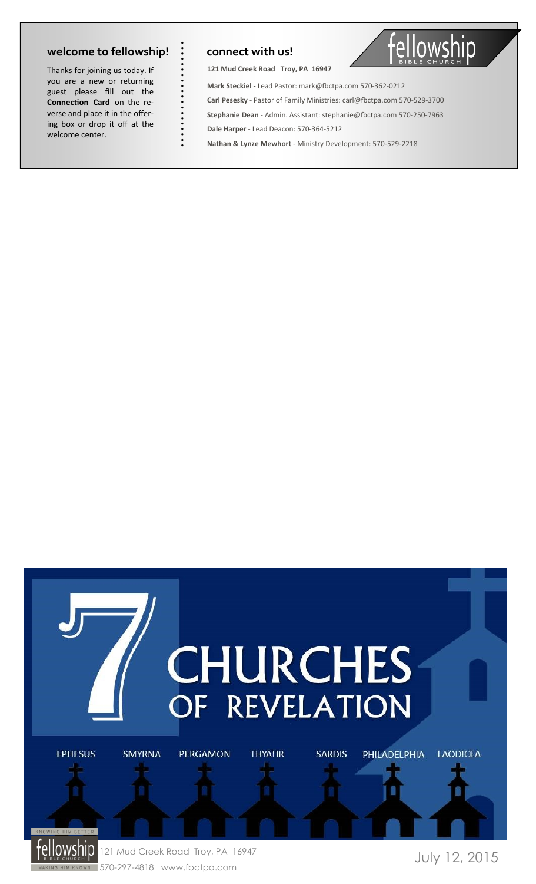## welcome to fellowship!

Thanks for joining us today. If you are a new or returning guest please fill out the **Connection Card** on the reverse and place it in the offering box or drop it off at the welcome center.

## connect with us!

fellowship BIBLE CHURCH

**121 Mud Creek Road Troy, PA 16947**

**Mark Steckiel -** Lead Pastor: mark@fbctpa.com 570-362-0212

**Carl Pesesky** - Pastor of Family Ministries: carl@fbctpa.com 570-529-3700

**Stephanie Dean** - Admin. Assistant: stephanie@fbctpa.com 570-250-7963

**Dale Harper** - Lead Deacon: 570-364-5212

**Nathan & Lynze Mewhort** - Ministry Development: 570-529-2218

# 7 CHURCHES OF REVELATION

EPHESUS SMYRNA PERGAMON THYATIR SARDIS PHILADELPHIA LAODICEA

KNOWING HIM BETTER

fellowship BIBLE CHURCH

MAKING HIM KNOWN

121 Mud Creek Road Troy, PA 16947

570-297-4818 www.fbctpa.com

July 12, 2015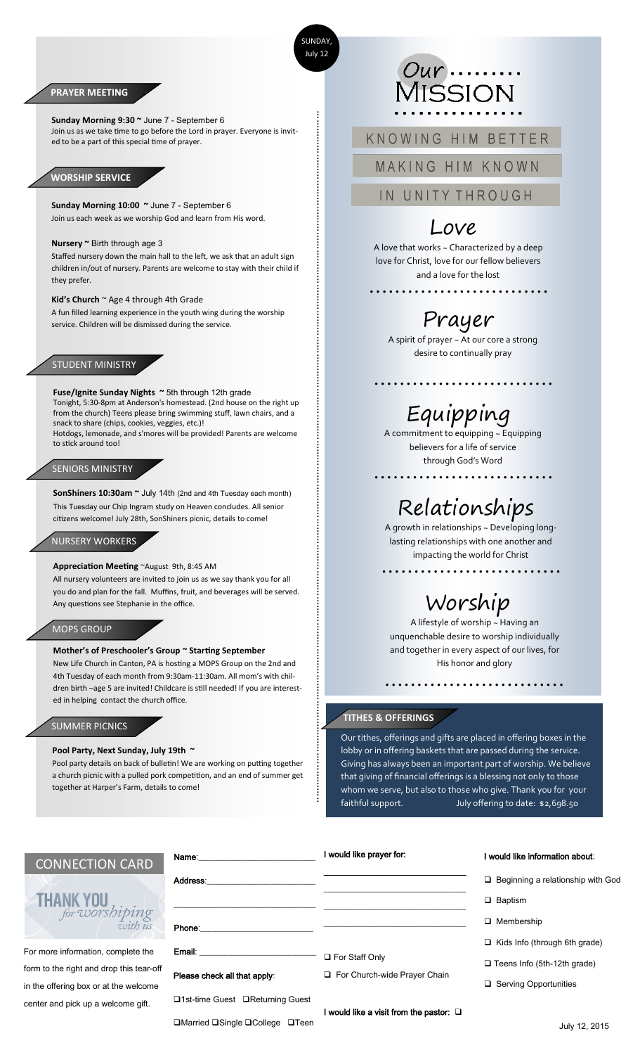SUNDAY, July 12

## PRAYER MEETING

**Sunday Morning 9:30 ~** June 7 - September 6
Join us as we take time to go before the Lord in prayer. Everyone is invited to be a part of this special time of prayer.

## WORSHIP SERVICE

**Sunday Morning 10:00 ~** June 7 - September 6
Join us each week as we worship God and learn from His word.

**Nursery ~** Birth through age 3
Staffed nursery down the main hall to the left, we ask that an adult sign children in/out of nursery. Parents are welcome to stay with their child if they prefer.

**Kid's Church** ~ Age 4 through 4th Grade
A fun filled learning experience in the youth wing during the worship service. Children will be dismissed during the service.

## STUDENT MINISTRY

**Fuse/Ignite Sunday Nights ~** 5th through 12th grade
Tonight, 5:30-8pm at Anderson's homestead. (2nd house on the right up from the church) Teens please bring swimming stuff, lawn chairs, and a snack to share (chips, cookies, veggies, etc.)!
Hotdogs, lemonade, and s'mores will be provided! Parents are welcome to stick around too!

## SENIORS MINISTRY

**SonShiners 10:30am ~** July 14th (2nd and 4th Tuesday each month)
This Tuesday our Chip Ingram study on Heaven concludes. All senior citizens welcome! July 28th, SonShiners picnic, details to come!

## NURSERY WORKERS

**Appreciation Meeting** ~August 9th, 8:45 AM
All nursery volunteers are invited to join us as we say thank you for all you do and plan for the fall. Muffins, fruit, and beverages will be served. Any questions see Stephanie in the office.

## MOPS GROUP

**Mother's of Preschooler's Group ~ Starting September**
New Life Church in Canton, PA is hosting a MOPS Group on the 2nd and 4th Tuesday of each month from 9:30am-11:30am. All mom's with children birth –age 5 are invited! Childcare is still needed! If you are interested in helping contact the church office.

## SUMMER PICNICS

**Pool Party, Next Sunday, July 19th ~**
Pool party details on back of bulletin! We are working on putting together a church picnic with a pulled pork competition, and an end of summer get together at Harper's Farm, details to come!

# Our ........ MISSION

KNOWING HIM BETTER

MAKING HIM KNOWN

IN UNITY THROUGH

## Love

A love that works ~ Characterized by a deep love for Christ, love for our fellow believers and a love for the lost

## Prayer

A spirit of prayer ~ At our core a strong desire to continually pray

## Equipping

A commitment to equipping ~ Equipping believers for a life of service through God's Word

## Relationships

A growth in relationships ~ Developing long-lasting relationships with one another and impacting the world for Christ

## Worship

A lifestyle of worship ~ Having an unquenchable desire to worship individually and together in every aspect of our lives, for His honor and glory

## TITHES & OFFERINGS

Our tithes, offerings and gifts are placed in offering boxes in the lobby or in offering baskets that are passed during the service. Giving has always been an important part of worship. We believe that giving of financial offerings is a blessing not only to those whom we serve, but also to those who give. Thank you for your faithful support. July offering to date: $2,698.50

## CONNECTION CARD

THANK YOU *for worshiping with us*

For more information, complete the form to the right and drop this tear-off in the offering box or at the welcome center and pick up a welcome gift.

Name:________________________

Address:______________________

______________________________

Phone:________________________

Email: ________________________

Please check all that apply:

❑ 1st-time Guest ❑ Returning Guest

❑ Married ❑ Single ❑ College ❑ Teen

I would like prayer for:

______________________________

______________________________

______________________________

______________________________

❑ For Staff Only

❑ For Church-wide Prayer Chain

I would like a visit from the pastor: ❑

I would like information about:

- ❑ Beginning a relationship with God
- ❑ Baptism
- ❑ Membership
- ❑ Kids Info (through 6th grade)
- ❑ Teens Info (5th-12th grade)
- ❑ Serving Opportunities

July 12, 2015